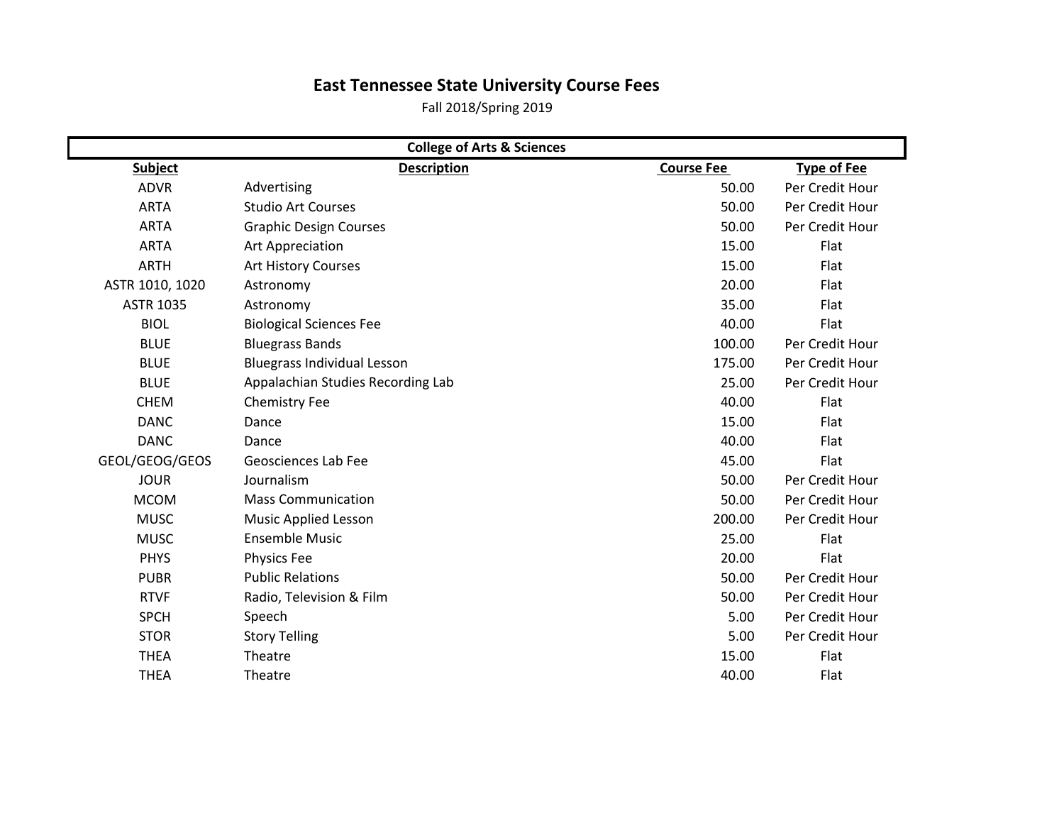# East Tennessee State University Course Fees

Fall 2018/Spring 2019

| College of Arts & Sciences | | | |
|---|---|---|---|
| **Subject** | **Description** | **Course Fee** | **Type of Fee** |
| ADVR | Advertising | 50.00 | Per Credit Hour |
| ARTA | Studio Art Courses | 50.00 | Per Credit Hour |
| ARTA | Graphic Design Courses | 50.00 | Per Credit Hour |
| ARTA | Art Appreciation | 15.00 | Flat |
| ARTH | Art History Courses | 15.00 | Flat |
| ASTR 1010, 1020 | Astronomy | 20.00 | Flat |
| ASTR 1035 | Astronomy | 35.00 | Flat |
| BIOL | Biological Sciences Fee | 40.00 | Flat |
| BLUE | Bluegrass Bands | 100.00 | Per Credit Hour |
| BLUE | Bluegrass Individual Lesson | 175.00 | Per Credit Hour |
| BLUE | Appalachian Studies Recording Lab | 25.00 | Per Credit Hour |
| CHEM | Chemistry Fee | 40.00 | Flat |
| DANC | Dance | 15.00 | Flat |
| DANC | Dance | 40.00 | Flat |
| GEOL/GEOG/GEOS | Geosciences Lab Fee | 45.00 | Flat |
| JOUR | Journalism | 50.00 | Per Credit Hour |
| MCOM | Mass Communication | 50.00 | Per Credit Hour |
| MUSC | Music Applied Lesson | 200.00 | Per Credit Hour |
| MUSC | Ensemble Music | 25.00 | Flat |
| PHYS | Physics Fee | 20.00 | Flat |
| PUBR | Public Relations | 50.00 | Per Credit Hour |
| RTVF | Radio, Television & Film | 50.00 | Per Credit Hour |
| SPCH | Speech | 5.00 | Per Credit Hour |
| STOR | Story Telling | 5.00 | Per Credit Hour |
| THEA | Theatre | 15.00 | Flat |
| THEA | Theatre | 40.00 | Flat |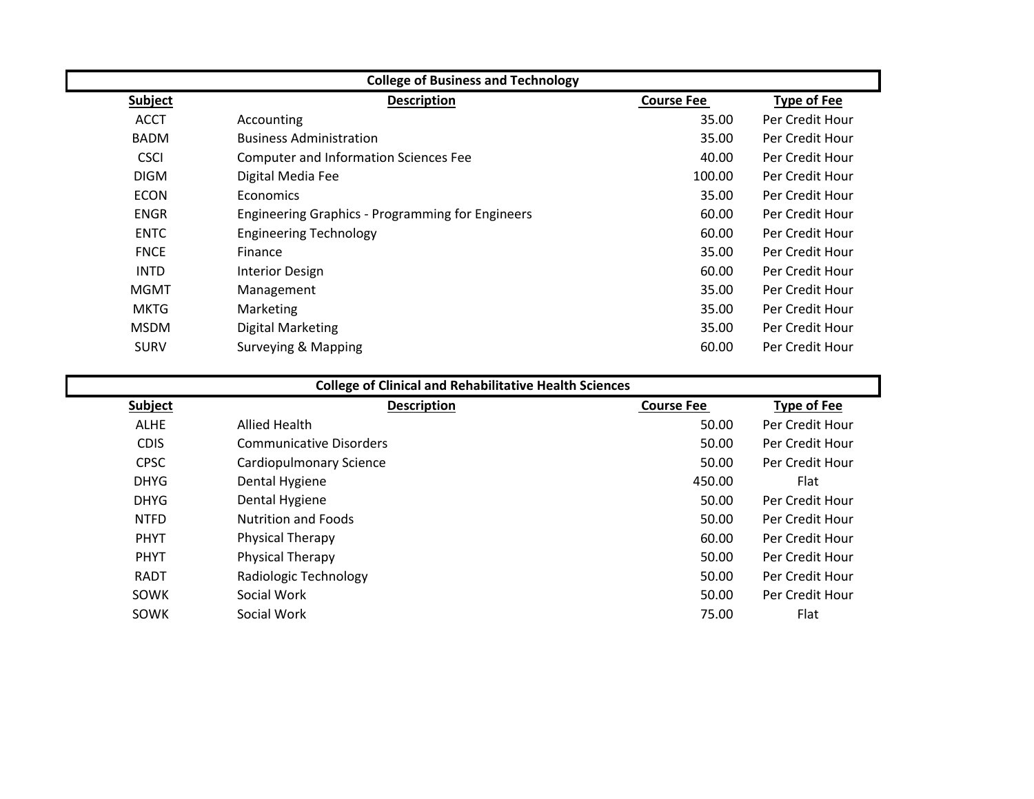## College of Business and Technology

| Subject | Description | Course Fee | Type of Fee |
|---|---|---|---|
| ACCT | Accounting | 35.00 | Per Credit Hour |
| BADM | Business Administration | 35.00 | Per Credit Hour |
| CSCI | Computer and Information Sciences Fee | 40.00 | Per Credit Hour |
| DIGM | Digital Media Fee | 100.00 | Per Credit Hour |
| ECON | Economics | 35.00 | Per Credit Hour |
| ENGR | Engineering Graphics - Programming for Engineers | 60.00 | Per Credit Hour |
| ENTC | Engineering Technology | 60.00 | Per Credit Hour |
| FNCE | Finance | 35.00 | Per Credit Hour |
| INTD | Interior Design | 60.00 | Per Credit Hour |
| MGMT | Management | 35.00 | Per Credit Hour |
| MKTG | Marketing | 35.00 | Per Credit Hour |
| MSDM | Digital Marketing | 35.00 | Per Credit Hour |
| SURV | Surveying & Mapping | 60.00 | Per Credit Hour |

## College of Clinical and Rehabilitative Health Sciences

| Subject | Description | Course Fee | Type of Fee |
|---|---|---|---|
| ALHE | Allied Health | 50.00 | Per Credit Hour |
| CDIS | Communicative Disorders | 50.00 | Per Credit Hour |
| CPSC | Cardiopulmonary Science | 50.00 | Per Credit Hour |
| DHYG | Dental Hygiene | 450.00 | Flat |
| DHYG | Dental Hygiene | 50.00 | Per Credit Hour |
| NTFD | Nutrition and Foods | 50.00 | Per Credit Hour |
| PHYT | Physical Therapy | 60.00 | Per Credit Hour |
| PHYT | Physical Therapy | 50.00 | Per Credit Hour |
| RADT | Radiologic Technology | 50.00 | Per Credit Hour |
| SOWK | Social Work | 50.00 | Per Credit Hour |
| SOWK | Social Work | 75.00 | Flat |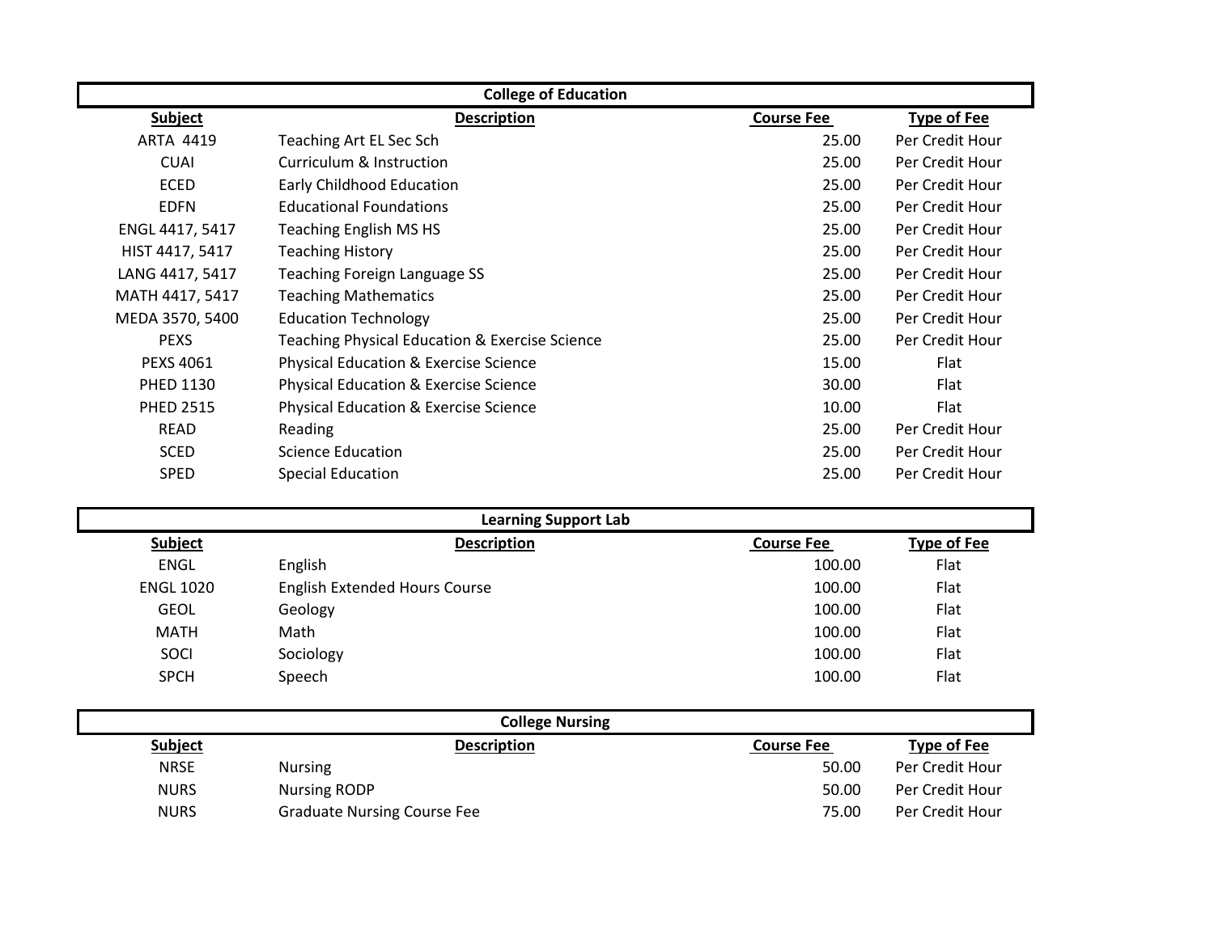## College of Education

| Subject | Description | Course Fee | Type of Fee |
|---|---|---|---|
| ARTA 4419 | Teaching Art EL Sec Sch | 25.00 | Per Credit Hour |
| CUAI | Curriculum & Instruction | 25.00 | Per Credit Hour |
| ECED | Early Childhood Education | 25.00 | Per Credit Hour |
| EDFN | Educational Foundations | 25.00 | Per Credit Hour |
| ENGL 4417, 5417 | Teaching English MS HS | 25.00 | Per Credit Hour |
| HIST 4417, 5417 | Teaching History | 25.00 | Per Credit Hour |
| LANG 4417, 5417 | Teaching Foreign Language SS | 25.00 | Per Credit Hour |
| MATH 4417, 5417 | Teaching Mathematics | 25.00 | Per Credit Hour |
| MEDA 3570, 5400 | Education Technology | 25.00 | Per Credit Hour |
| PEXS | Teaching Physical Education & Exercise Science | 25.00 | Per Credit Hour |
| PEXS 4061 | Physical Education & Exercise Science | 15.00 | Flat |
| PHED 1130 | Physical Education & Exercise Science | 30.00 | Flat |
| PHED 2515 | Physical Education & Exercise Science | 10.00 | Flat |
| READ | Reading | 25.00 | Per Credit Hour |
| SCED | Science Education | 25.00 | Per Credit Hour |
| SPED | Special Education | 25.00 | Per Credit Hour |

## Learning Support Lab

| Subject | Description | Course Fee | Type of Fee |
|---|---|---|---|
| ENGL | English | 100.00 | Flat |
| ENGL 1020 | English Extended Hours Course | 100.00 | Flat |
| GEOL | Geology | 100.00 | Flat |
| MATH | Math | 100.00 | Flat |
| SOCI | Sociology | 100.00 | Flat |
| SPCH | Speech | 100.00 | Flat |

## College Nursing

| Subject | Description | Course Fee | Type of Fee |
|---|---|---|---|
| NRSE | Nursing | 50.00 | Per Credit Hour |
| NURS | Nursing RODP | 50.00 | Per Credit Hour |
| NURS | Graduate Nursing Course Fee | 75.00 | Per Credit Hour |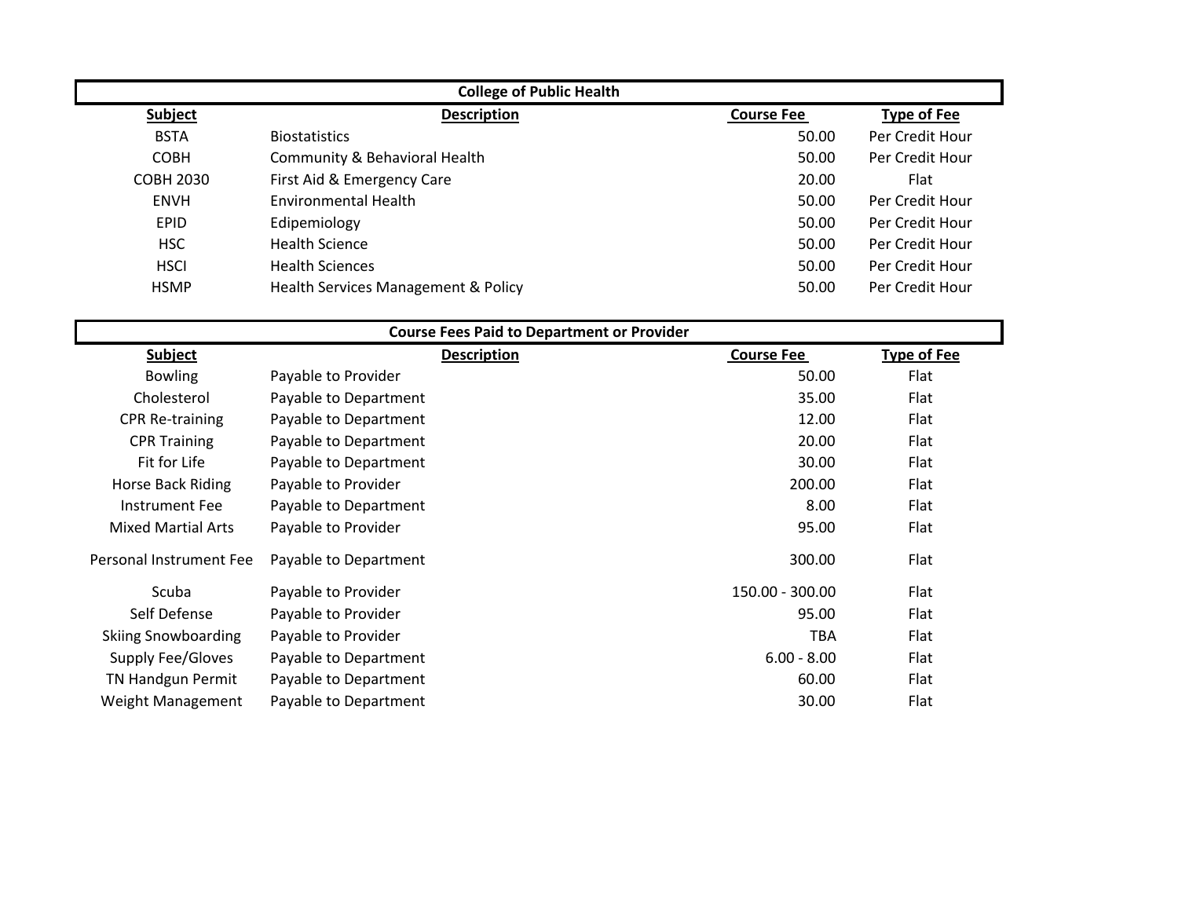## College of Public Health

| Subject | Description | Course Fee | Type of Fee |
|---|---|---|---|
| BSTA | Biostatistics | 50.00 | Per Credit Hour |
| COBH | Community & Behavioral Health | 50.00 | Per Credit Hour |
| COBH 2030 | First Aid & Emergency Care | 20.00 | Flat |
| ENVH | Environmental Health | 50.00 | Per Credit Hour |
| EPID | Edipemiology | 50.00 | Per Credit Hour |
| HSC | Health Science | 50.00 | Per Credit Hour |
| HSCI | Health Sciences | 50.00 | Per Credit Hour |
| HSMP | Health Services Management & Policy | 50.00 | Per Credit Hour |

## Course Fees Paid to Department or Provider

| Subject | Description | Course Fee | Type of Fee |
|---|---|---|---|
| Bowling | Payable to Provider | 50.00 | Flat |
| Cholesterol | Payable to Department | 35.00 | Flat |
| CPR Re-training | Payable to Department | 12.00 | Flat |
| CPR Training | Payable to Department | 20.00 | Flat |
| Fit for Life | Payable to Department | 30.00 | Flat |
| Horse Back Riding | Payable to Provider | 200.00 | Flat |
| Instrument Fee | Payable to Department | 8.00 | Flat |
| Mixed Martial Arts | Payable to Provider | 95.00 | Flat |
| Personal Instrument Fee | Payable to Department | 300.00 | Flat |
| Scuba | Payable to Provider | 150.00 - 300.00 | Flat |
| Self Defense | Payable to Provider | 95.00 | Flat |
| Skiing Snowboarding | Payable to Provider | TBA | Flat |
| Supply Fee/Gloves | Payable to Department | 6.00 - 8.00 | Flat |
| TN Handgun Permit | Payable to Department | 60.00 | Flat |
| Weight Management | Payable to Department | 30.00 | Flat |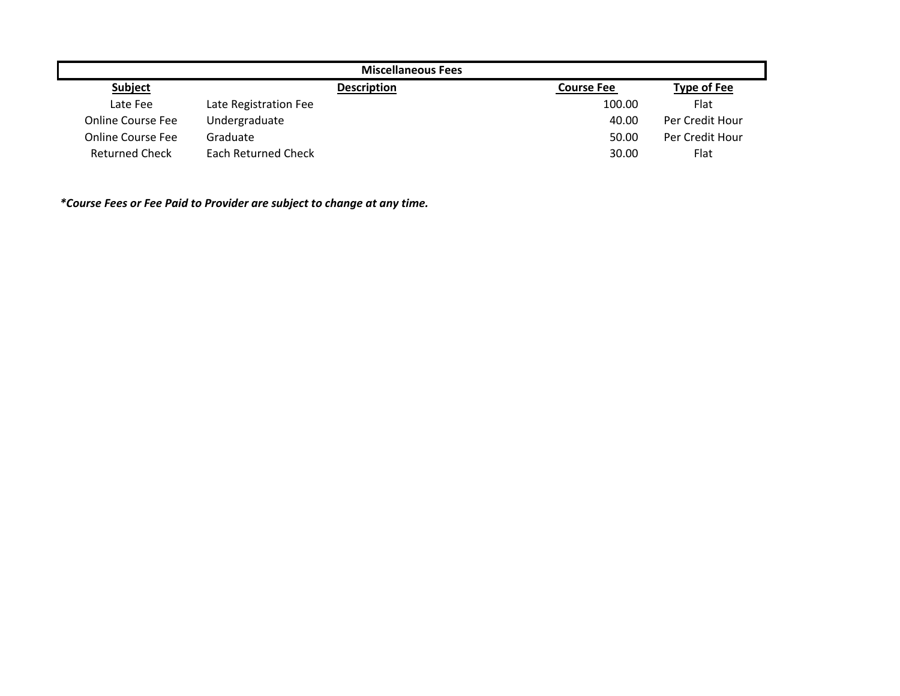## Miscellaneous Fees

| Subject | Description | Course Fee | Type of Fee |
|---|---|---|---|
| Late Fee | Late Registration Fee | 100.00 | Flat |
| Online Course Fee | Undergraduate | 40.00 | Per Credit Hour |
| Online Course Fee | Graduate | 50.00 | Per Credit Hour |
| Returned Check | Each Returned Check | 30.00 | Flat |

***Course Fees or Fee Paid to Provider are subject to change at any time.***